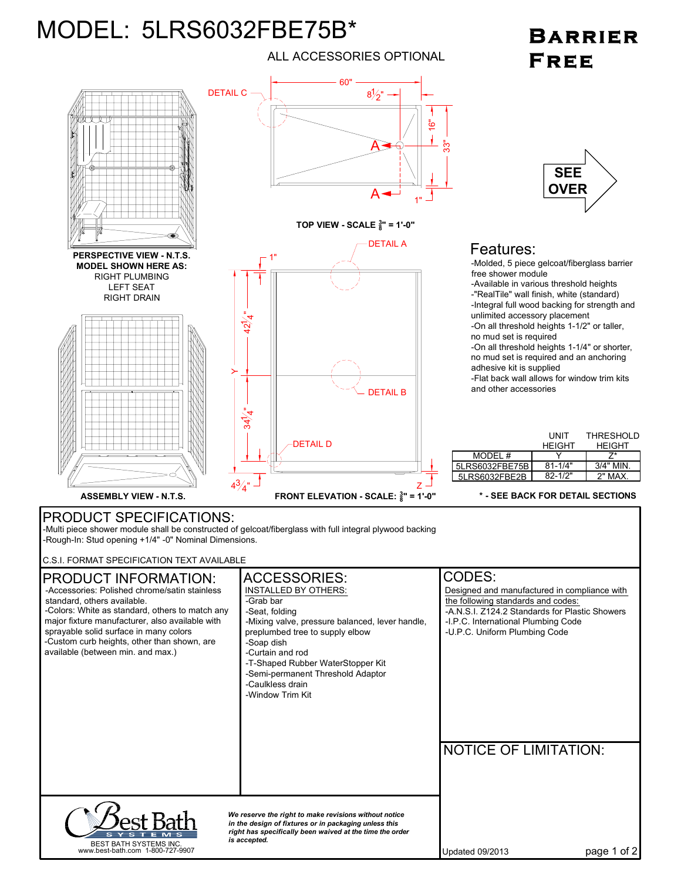# MODEL: 5LRS6032FBE75B*

**BARRIER FREE**

ALL ACCESSORIES OPTIONAL

DETAIL C

60"

$8\frac{1}{2}$"

16"

33"

A

A

1"

**TOP VIEW - SCALE $\frac{3}{8}$" = 1'-0"**

SEE OVER

**PERSPECTIVE VIEW - N.T.S.**
**MODEL SHOWN HERE AS:**
RIGHT PLUMBING
LEFT SEAT
RIGHT DRAIN

DETAIL A

1"

$42\frac{1}{4}$"

Y

DETAIL B

$34\frac{1}{4}$"

DETAIL D

$4\frac{3}{4}$"

Z

**ASSEMBLY VIEW - N.T.S.**

**FRONT ELEVATION - SCALE: $\frac{3}{8}$" = 1'-0"**

## Features:

- Molded, 5 piece gelcoat/fiberglass barrier free shower module
- Available in various threshold heights
- "RealTile" wall finish, white (standard)
- Integral full wood backing for strength and unlimited accessory placement
- On all threshold heights 1-1/2" or taller, no mud set is required
- On all threshold heights 1-1/4" or shorter, no mud set is required and an anchoring adhesive kit is supplied
- Flat back wall allows for window trim kits and other accessories

| MODEL # | UNIT HEIGHT Y | THRESHOLD HEIGHT Z* |
|---|---|---|
| 5LRS6032FBE75B | 81-1/4" | 3/4" MIN. |
| 5LRS6032FBE2B | 82-1/2" | 2" MAX. |

**\* - SEE BACK FOR DETAIL SECTIONS**

## PRODUCT SPECIFICATIONS:

- Multi piece shower module shall be constructed of gelcoat/fiberglass with full integral plywood backing
- Rough-In: Stud opening +1/4" -0" Nominal Dimensions.

C.S.I. FORMAT SPECIFICATION TEXT AVAILABLE

## PRODUCT INFORMATION:

- Accessories: Polished chrome/satin stainless standard, others available.
- Colors: White as standard, others to match any major fixture manufacturer, also available with sprayable solid surface in many colors
- Custom curb heights, other than shown, are available (between min. and max.)

## ACCESSORIES:

INSTALLED BY OTHERS:

- Grab bar
- Seat, folding
- Mixing valve, pressure balanced, lever handle, preplumbed tree to supply elbow
- Soap dish
- Curtain and rod
- T-Shaped Rubber WaterStopper Kit
- Semi-permanent Threshold Adaptor
- Caulkless drain
- Window Trim Kit

## CODES:

Designed and manufactured in compliance with the following standards and codes:

- A.N.S.I. Z124.2 Standards for Plastic Showers
- I.P.C. International Plumbing Code
- U.P.C. Uniform Plumbing Code

## NOTICE OF LIMITATION:

Best Bath SYSTEMS
BEST BATH SYSTEMS INC.
www.best-bath.com 1-800-727-9907

*We reserve the right to make revisions without notice in the design of fixtures or in packaging unless this right has specifically been waived at the time the order is accepted.*

Updated 09/2013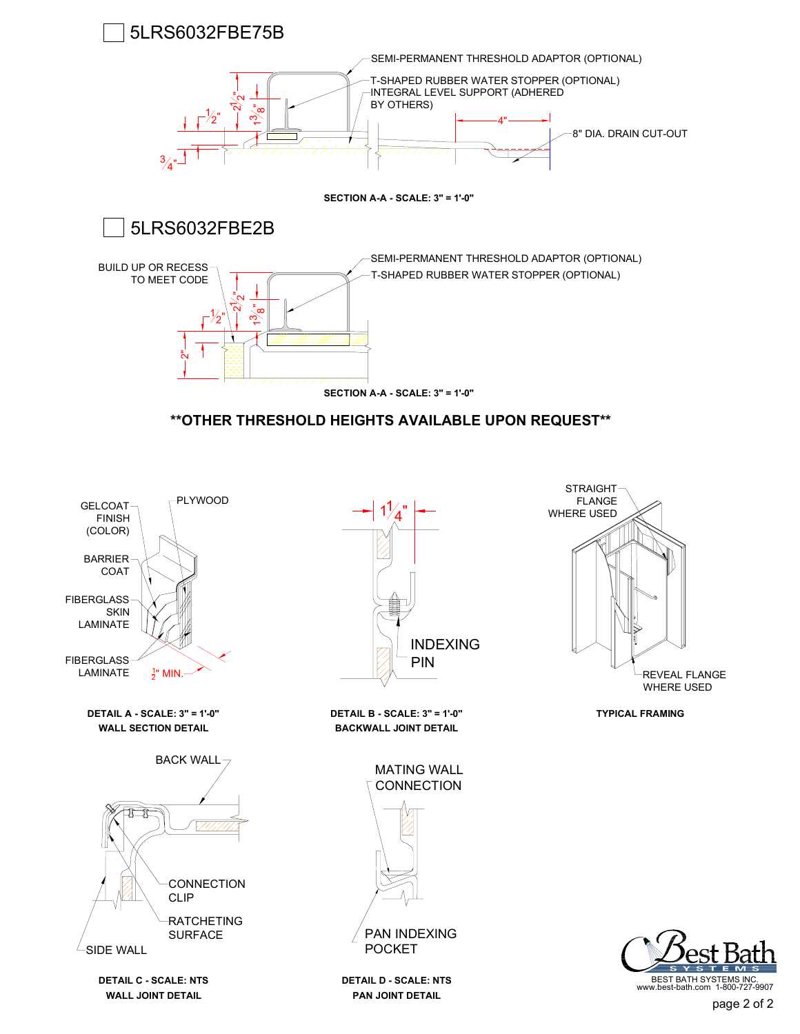☐ 5LRS6032FBE75B

SEMI-PERMANENT THRESHOLD ADAPTOR (OPTIONAL)

T-SHAPED RUBBER WATER STOPPER (OPTIONAL)

INTEGRAL LEVEL SUPPORT (ADHERED BY OTHERS)

8" DIA. DRAIN CUT-OUT

2 1/2"

1 3/8"

1/2"

3/4"

4"

**SECTION A-A - SCALE: 3" = 1'-0"**

☐ 5LRS6032FBE2B

BUILD UP OR RECESS TO MEET CODE

SEMI-PERMANENT THRESHOLD ADAPTOR (OPTIONAL)

T-SHAPED RUBBER WATER STOPPER (OPTIONAL)

2 1/2"

1 3/8"

1/2"

2"

**SECTION A-A - SCALE: 3" = 1'-0"**

**\*\*OTHER THRESHOLD HEIGHTS AVAILABLE UPON REQUEST\*\***

GELCOAT FINISH (COLOR)

PLYWOOD

BARRIER COAT

FIBERGLASS SKIN LAMINATE

FIBERGLASS LAMINATE

1/2" MIN.

**DETAIL A - SCALE: 3" = 1'-0"**
**WALL SECTION DETAIL**

1 1/4"

INDEXING PIN

**DETAIL B - SCALE: 3" = 1'-0"**
**BACKWALL JOINT DETAIL**

STRAIGHT FLANGE WHERE USED

REVEAL FLANGE WHERE USED

**TYPICAL FRAMING**

BACK WALL

CONNECTION CLIP

RATCHETING SURFACE

SIDE WALL

**DETAIL C - SCALE: NTS**
**WALL JOINT DETAIL**

MATING WALL CONNECTION

PAN INDEXING POCKET

**DETAIL D - SCALE: NTS**
**PAN JOINT DETAIL**

Best Bath SYSTEMS

BEST BATH SYSTEMS INC.
www.best-bath.com 1-800-727-9907